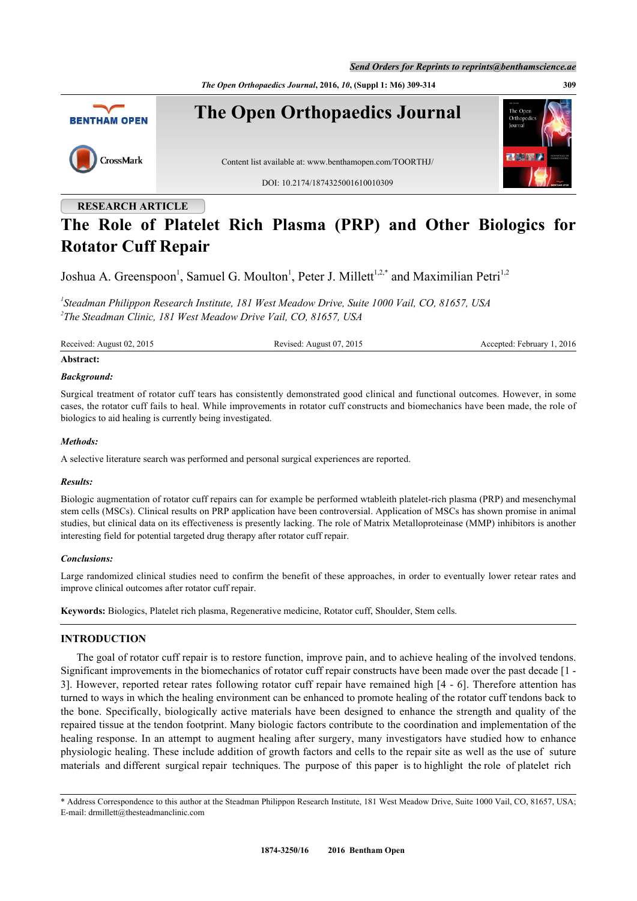RESEARCH ARTICLE

# The Role of Platelet Rich Plasma (PRP) and Other Biologics for Rotator Cuff Repair

Joshua A. Greenspoon[1], Samuel G. Moulton[1], Peter J. Millett[1,2,*] and Maximilian Petri[1,2]

[1]*Steadman Philippon Research Institute, 181 West Meadow Drive, Suite 1000 Vail, CO, 81657, USA*
[2]*The Steadman Clinic, 181 West Meadow Drive Vail, CO, 81657, USA*

Received: August 02, 2015 Revised: August 07, 2015 Accepted: February 1, 2016

**Abstract:**

***Background:***

Surgical treatment of rotator cuff tears has consistently demonstrated good clinical and functional outcomes. However, in some cases, the rotator cuff fails to heal. While improvements in rotator cuff constructs and biomechanics have been made, the role of biologics to aid healing is currently being investigated.

***Methods:***

A selective literature search was performed and personal surgical experiences are reported.

***Results:***

Biologic augmentation of rotator cuff repairs can for example be performed wtableith platelet-rich plasma (PRP) and mesenchymal stem cells (MSCs). Clinical results on PRP application have been controversial. Application of MSCs has shown promise in animal studies, but clinical data on its effectiveness is presently lacking. The role of Matrix Metalloproteinase (MMP) inhibitors is another interesting field for potential targeted drug therapy after rotator cuff repair.

***Conclusions:***

Large randomized clinical studies need to confirm the benefit of these approaches, in order to eventually lower retear rates and improve clinical outcomes after rotator cuff repair.

**Keywords:** Biologics, Platelet rich plasma, Regenerative medicine, Rotator cuff, Shoulder, Stem cells.

## INTRODUCTION

The goal of rotator cuff repair is to restore function, improve pain, and to achieve healing of the involved tendons. Significant improvements in the biomechanics of rotator cuff repair constructs have been made over the past decade [1 - 3]. However, reported retear rates following rotator cuff repair have remained high [4 - 6]. Therefore attention has turned to ways in which the healing environment can be enhanced to promote healing of the rotator cuff tendons back to the bone. Specifically, biologically active materials have been designed to enhance the strength and quality of the repaired tissue at the tendon footprint. Many biologic factors contribute to the coordination and implementation of the healing response. In an attempt to augment healing after surgery, many investigators have studied how to enhance physiologic healing. These include addition of growth factors and cells to the repair site as well as the use of suture materials and different surgical repair techniques. The purpose of this paper is to highlight the role of platelet rich

\* Address Correspondence to this author at the Steadman Philippon Research Institute, 181 West Meadow Drive, Suite 1000 Vail, CO, 81657, USA; E-mail: drmillett@thesteadmanclinic.com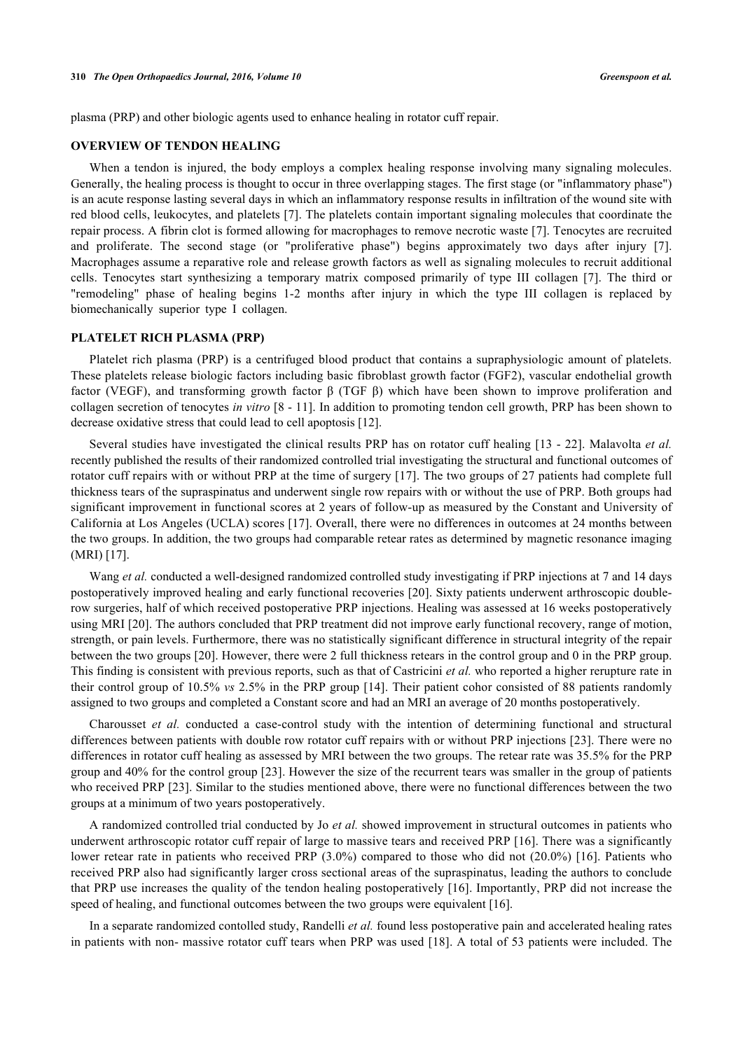plasma (PRP) and other biologic agents used to enhance healing in rotator cuff repair.

## OVERVIEW OF TENDON HEALING

When a tendon is injured, the body employs a complex healing response involving many signaling molecules. Generally, the healing process is thought to occur in three overlapping stages. The first stage (or "inflammatory phase") is an acute response lasting several days in which an inflammatory response results in infiltration of the wound site with red blood cells, leukocytes, and platelets [7]. The platelets contain important signaling molecules that coordinate the repair process. A fibrin clot is formed allowing for macrophages to remove necrotic waste [7]. Tenocytes are recruited and proliferate. The second stage (or "proliferative phase") begins approximately two days after injury [7]. Macrophages assume a reparative role and release growth factors as well as signaling molecules to recruit additional cells. Tenocytes start synthesizing a temporary matrix composed primarily of type III collagen [7]. The third or "remodeling" phase of healing begins 1-2 months after injury in which the type III collagen is replaced by biomechanically superior type I collagen.

## PLATELET RICH PLASMA (PRP)

Platelet rich plasma (PRP) is a centrifuged blood product that contains a supraphysiologic amount of platelets. These platelets release biologic factors including basic fibroblast growth factor (FGF2), vascular endothelial growth factor (VEGF), and transforming growth factor β (TGF β) which have been shown to improve proliferation and collagen secretion of tenocytes *in vitro* [8 - 11]. In addition to promoting tendon cell growth, PRP has been shown to decrease oxidative stress that could lead to cell apoptosis [12].

Several studies have investigated the clinical results PRP has on rotator cuff healing [13 - 22]. Malavolta *et al.* recently published the results of their randomized controlled trial investigating the structural and functional outcomes of rotator cuff repairs with or without PRP at the time of surgery [17]. The two groups of 27 patients had complete full thickness tears of the supraspinatus and underwent single row repairs with or without the use of PRP. Both groups had significant improvement in functional scores at 2 years of follow-up as measured by the Constant and University of California at Los Angeles (UCLA) scores [17]. Overall, there were no differences in outcomes at 24 months between the two groups. In addition, the two groups had comparable retear rates as determined by magnetic resonance imaging (MRI) [17].

Wang *et al.* conducted a well-designed randomized controlled study investigating if PRP injections at 7 and 14 days postoperatively improved healing and early functional recoveries [20]. Sixty patients underwent arthroscopic double-row surgeries, half of which received postoperative PRP injections. Healing was assessed at 16 weeks postoperatively using MRI [20]. The authors concluded that PRP treatment did not improve early functional recovery, range of motion, strength, or pain levels. Furthermore, there was no statistically significant difference in structural integrity of the repair between the two groups [20]. However, there were 2 full thickness retears in the control group and 0 in the PRP group. This finding is consistent with previous reports, such as that of Castricini *et al.* who reported a higher rerupture rate in their control group of 10.5% *vs* 2.5% in the PRP group [14]. Their patient cohort consisted of 88 patients randomly assigned to two groups and completed a Constant score and had an MRI an average of 20 months postoperatively.

Charousset *et al.* conducted a case-control study with the intention of determining functional and structural differences between patients with double row rotator cuff repairs with or without PRP injections [23]. There were no differences in rotator cuff healing as assessed by MRI between the two groups. The retear rate was 35.5% for the PRP group and 40% for the control group [23]. However the size of the recurrent tears was smaller in the group of patients who received PRP [23]. Similar to the studies mentioned above, there were no functional differences between the two groups at a minimum of two years postoperatively.

A randomized controlled trial conducted by Jo *et al.* showed improvement in structural outcomes in patients who underwent arthroscopic rotator cuff repair of large to massive tears and received PRP [16]. There was a significantly lower retear rate in patients who received PRP (3.0%) compared to those who did not (20.0%) [16]. Patients who received PRP also had significantly larger cross sectional areas of the supraspinatus, leading the authors to conclude that PRP use increases the quality of the tendon healing postoperatively [16]. Importantly, PRP did not increase the speed of healing, and functional outcomes between the two groups were equivalent [16].

In a separate randomized contolled study, Randelli *et al.* found less postoperative pain and accelerated healing rates in patients with non- massive rotator cuff tears when PRP was used [18]. A total of 53 patients were included. The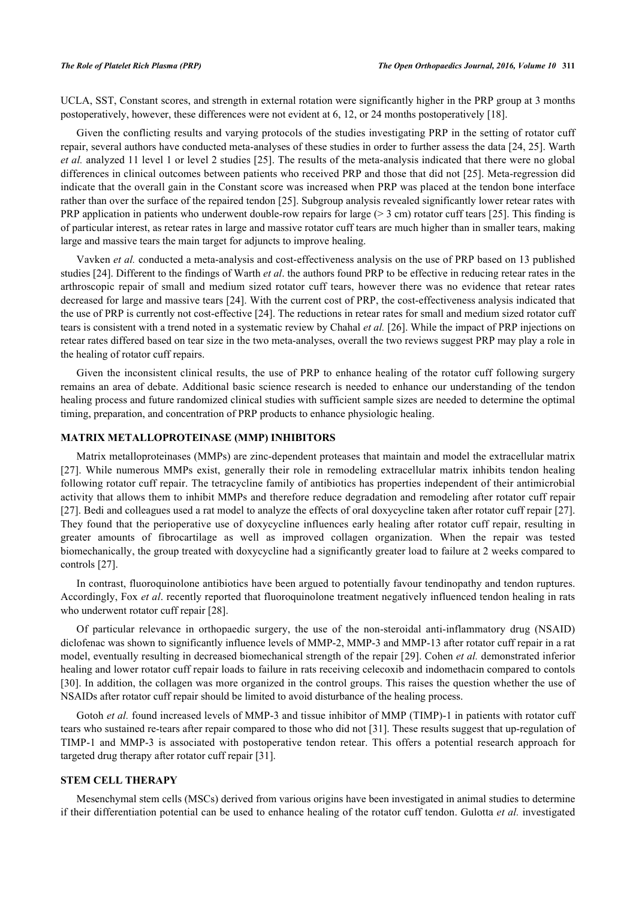UCLA, SST, Constant scores, and strength in external rotation were significantly higher in the PRP group at 3 months postoperatively, however, these differences were not evident at 6, 12, or 24 months postoperatively [18].

Given the conflicting results and varying protocols of the studies investigating PRP in the setting of rotator cuff repair, several authors have conducted meta-analyses of these studies in order to further assess the data [24, 25]. Warth *et al.* analyzed 11 level 1 or level 2 studies [25]. The results of the meta-analysis indicated that there were no global differences in clinical outcomes between patients who received PRP and those that did not [25]. Meta-regression did indicate that the overall gain in the Constant score was increased when PRP was placed at the tendon bone interface rather than over the surface of the repaired tendon [25]. Subgroup analysis revealed significantly lower retear rates with PRP application in patients who underwent double-row repairs for large (> 3 cm) rotator cuff tears [25]. This finding is of particular interest, as retear rates in large and massive rotator cuff tears are much higher than in smaller tears, making large and massive tears the main target for adjuncts to improve healing.

Vavken *et al.* conducted a meta-analysis and cost-effectiveness analysis on the use of PRP based on 13 published studies [24]. Different to the findings of Warth *et al*. the authors found PRP to be effective in reducing retear rates in the arthroscopic repair of small and medium sized rotator cuff tears, however there was no evidence that retear rates decreased for large and massive tears [24]. With the current cost of PRP, the cost-effectiveness analysis indicated that the use of PRP is currently not cost-effective [24]. The reductions in retear rates for small and medium sized rotator cuff tears is consistent with a trend noted in a systematic review by Chahal *et al.* [26]. While the impact of PRP injections on retear rates differed based on tear size in the two meta-analyses, overall the two reviews suggest PRP may play a role in the healing of rotator cuff repairs.

Given the inconsistent clinical results, the use of PRP to enhance healing of the rotator cuff following surgery remains an area of debate. Additional basic science research is needed to enhance our understanding of the tendon healing process and future randomized clinical studies with sufficient sample sizes are needed to determine the optimal timing, preparation, and concentration of PRP products to enhance physiologic healing.

## MATRIX METALLOPROTEINASE (MMP) INHIBITORS

Matrix metalloproteinases (MMPs) are zinc-dependent proteases that maintain and model the extracellular matrix [27]. While numerous MMPs exist, generally their role in remodeling extracellular matrix inhibits tendon healing following rotator cuff repair. The tetracycline family of antibiotics has properties independent of their antimicrobial activity that allows them to inhibit MMPs and therefore reduce degradation and remodeling after rotator cuff repair [27]. Bedi and colleagues used a rat model to analyze the effects of oral doxycycline taken after rotator cuff repair [27]. They found that the perioperative use of doxycycline influences early healing after rotator cuff repair, resulting in greater amounts of fibrocartilage as well as improved collagen organization. When the repair was tested biomechanically, the group treated with doxycycline had a significantly greater load to failure at 2 weeks compared to controls [27].

In contrast, fluoroquinolone antibiotics have been argued to potentially favour tendinopathy and tendon ruptures. Accordingly, Fox *et al*. recently reported that fluoroquinolone treatment negatively influenced tendon healing in rats who underwent rotator cuff repair [28].

Of particular relevance in orthopaedic surgery, the use of the non-steroidal anti-inflammatory drug (NSAID) diclofenac was shown to significantly influence levels of MMP-2, MMP-3 and MMP-13 after rotator cuff repair in a rat model, eventually resulting in decreased biomechanical strength of the repair [29]. Cohen *et al.* demonstrated inferior healing and lower rotator cuff repair loads to failure in rats receiving celecoxib and indomethacin compared to contols [30]. In addition, the collagen was more organized in the control groups. This raises the question whether the use of NSAIDs after rotator cuff repair should be limited to avoid disturbance of the healing process.

Gotoh *et al.* found increased levels of MMP-3 and tissue inhibitor of MMP (TIMP)-1 in patients with rotator cuff tears who sustained re-tears after repair compared to those who did not [31]. These results suggest that up-regulation of TIMP-1 and MMP-3 is associated with postoperative tendon retear. This offers a potential research approach for targeted drug therapy after rotator cuff repair [31].

## STEM CELL THERAPY

Mesenchymal stem cells (MSCs) derived from various origins have been investigated in animal studies to determine if their differentiation potential can be used to enhance healing of the rotator cuff tendon. Gulotta *et al.* investigated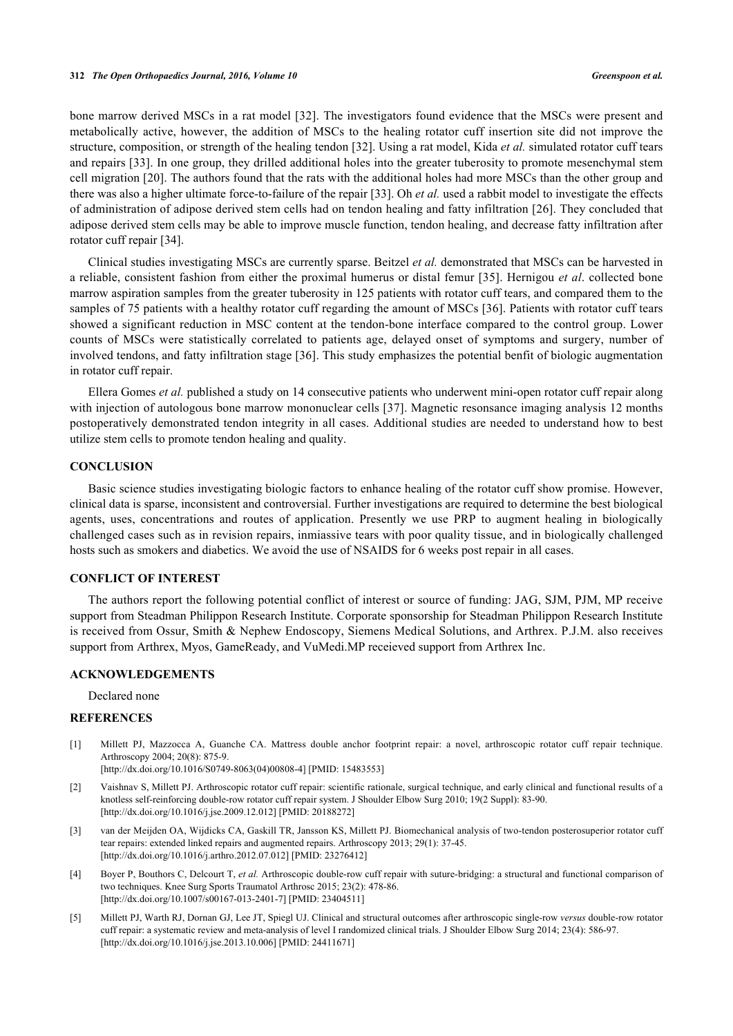bone marrow derived MSCs in a rat model [32]. The investigators found evidence that the MSCs were present and metabolically active, however, the addition of MSCs to the healing rotator cuff insertion site did not improve the structure, composition, or strength of the healing tendon [32]. Using a rat model, Kida *et al.* simulated rotator cuff tears and repairs [33]. In one group, they drilled additional holes into the greater tuberosity to promote mesenchymal stem cell migration [20]. The authors found that the rats with the additional holes had more MSCs than the other group and there was also a higher ultimate force-to-failure of the repair [33]. Oh *et al.* used a rabbit model to investigate the effects of administration of adipose derived stem cells had on tendon healing and fatty infiltration [26]. They concluded that adipose derived stem cells may be able to improve muscle function, tendon healing, and decrease fatty infiltration after rotator cuff repair [34].

Clinical studies investigating MSCs are currently sparse. Beitzel *et al.* demonstrated that MSCs can be harvested in a reliable, consistent fashion from either the proximal humerus or distal femur [35]. Hernigou *et al*. collected bone marrow aspiration samples from the greater tuberosity in 125 patients with rotator cuff tears, and compared them to the samples of 75 patients with a healthy rotator cuff regarding the amount of MSCs [36]. Patients with rotator cuff tears showed a significant reduction in MSC content at the tendon-bone interface compared to the control group. Lower counts of MSCs were statistically correlated to patients age, delayed onset of symptoms and surgery, number of involved tendons, and fatty infiltration stage [36]. This study emphasizes the potential benfit of biologic augmentation in rotator cuff repair.

Ellera Gomes *et al.* published a study on 14 consecutive patients who underwent mini-open rotator cuff repair along with injection of autologous bone marrow mononuclear cells [37]. Magnetic resonsance imaging analysis 12 months postoperatively demonstrated tendon integrity in all cases. Additional studies are needed to understand how to best utilize stem cells to promote tendon healing and quality.

## CONCLUSION

Basic science studies investigating biologic factors to enhance healing of the rotator cuff show promise. However, clinical data is sparse, inconsistent and controversial. Further investigations are required to determine the best biological agents, uses, concentrations and routes of application. Presently we use PRP to augment healing in biologically challenged cases such as in revision repairs, inmiassive tears with poor quality tissue, and in biologically challenged hosts such as smokers and diabetics. We avoid the use of NSAIDS for 6 weeks post repair in all cases.

## CONFLICT OF INTEREST

The authors report the following potential conflict of interest or source of funding: JAG, SJM, PJM, MP receive support from Steadman Philippon Research Institute. Corporate sponsorship for Steadman Philippon Research Institute is received from Ossur, Smith & Nephew Endoscopy, Siemens Medical Solutions, and Arthrex. P.J.M. also receives support from Arthrex, Myos, GameReady, and VuMedi.MP receieved support from Arthrex Inc.

## ACKNOWLEDGEMENTS

Declared none

## REFERENCES

[1] Millett PJ, Mazzocca A, Guanche CA. Mattress double anchor footprint repair: a novel, arthroscopic rotator cuff repair technique. Arthroscopy 2004; 20(8): 875-9.
[http://dx.doi.org/10.1016/S0749-8063(04)00808-4] [PMID: 15483553]

[2] Vaishnav S, Millett PJ. Arthroscopic rotator cuff repair: scientific rationale, surgical technique, and early clinical and functional results of a knotless self-reinforcing double-row rotator cuff repair system. J Shoulder Elbow Surg 2010; 19(2 Suppl): 83-90.
[http://dx.doi.org/10.1016/j.jse.2009.12.012] [PMID: 20188272]

[3] van der Meijden OA, Wijdicks CA, Gaskill TR, Jansson KS, Millett PJ. Biomechanical analysis of two-tendon posterosuperior rotator cuff tear repairs: extended linked repairs and augmented repairs. Arthroscopy 2013; 29(1): 37-45.
[http://dx.doi.org/10.1016/j.arthro.2012.07.012] [PMID: 23276412]

[4] Boyer P, Bouthors C, Delcourt T, *et al.* Arthroscopic double-row cuff repair with suture-bridging: a structural and functional comparison of two techniques. Knee Surg Sports Traumatol Arthrosc 2015; 23(2): 478-86.
[http://dx.doi.org/10.1007/s00167-013-2401-7] [PMID: 23404511]

[5] Millett PJ, Warth RJ, Dornan GJ, Lee JT, Spiegl UJ. Clinical and structural outcomes after arthroscopic single-row *versus* double-row rotator cuff repair: a systematic review and meta-analysis of level I randomized clinical trials. J Shoulder Elbow Surg 2014; 23(4): 586-97.
[http://dx.doi.org/10.1016/j.jse.2013.10.006] [PMID: 24411671]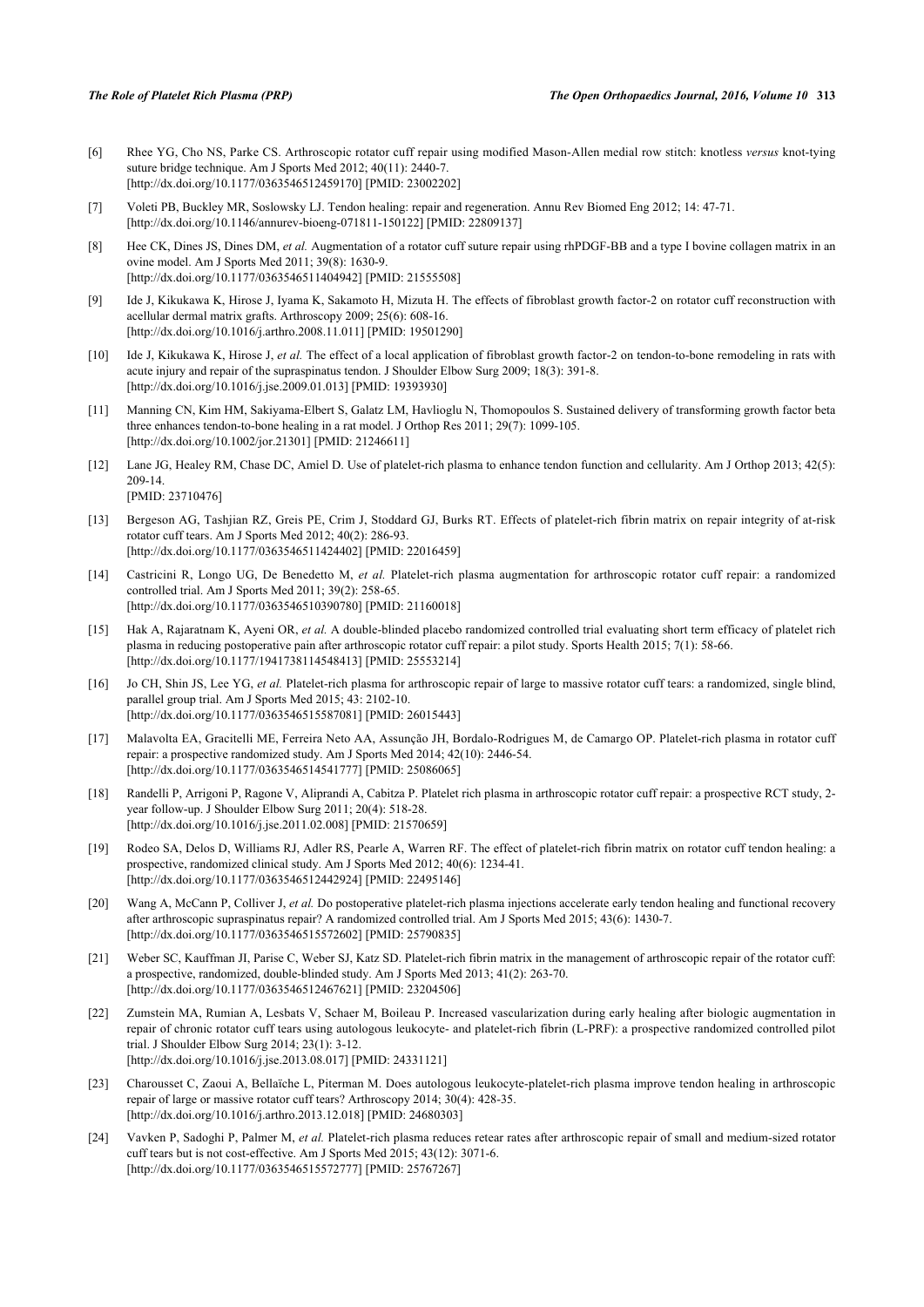[6] Rhee YG, Cho NS, Parke CS. Arthroscopic rotator cuff repair using modified Mason-Allen medial row stitch: knotless *versus* knot-tying suture bridge technique. Am J Sports Med 2012; 40(11): 2440-7. [http://dx.doi.org/10.1177/0363546512459170] [PMID: 23002202]

[7] Voleti PB, Buckley MR, Soslowsky LJ. Tendon healing: repair and regeneration. Annu Rev Biomed Eng 2012; 14: 47-71. [http://dx.doi.org/10.1146/annurev-bioeng-071811-150122] [PMID: 22809137]

[8] Hee CK, Dines JS, Dines DM, *et al.* Augmentation of a rotator cuff suture repair using rhPDGF-BB and a type I bovine collagen matrix in an ovine model. Am J Sports Med 2011; 39(8): 1630-9. [http://dx.doi.org/10.1177/0363546511404942] [PMID: 21555508]

[9] Ide J, Kikukawa K, Hirose J, Iyama K, Sakamoto H, Mizuta H. The effects of fibroblast growth factor-2 on rotator cuff reconstruction with acellular dermal matrix grafts. Arthroscopy 2009; 25(6): 608-16. [http://dx.doi.org/10.1016/j.arthro.2008.11.011] [PMID: 19501290]

[10] Ide J, Kikukawa K, Hirose J, *et al.* The effect of a local application of fibroblast growth factor-2 on tendon-to-bone remodeling in rats with acute injury and repair of the supraspinatus tendon. J Shoulder Elbow Surg 2009; 18(3): 391-8. [http://dx.doi.org/10.1016/j.jse.2009.01.013] [PMID: 19393930]

[11] Manning CN, Kim HM, Sakiyama-Elbert S, Galatz LM, Havlioglu N, Thomopoulos S. Sustained delivery of transforming growth factor beta three enhances tendon-to-bone healing in a rat model. J Orthop Res 2011; 29(7): 1099-105. [http://dx.doi.org/10.1002/jor.21301] [PMID: 21246611]

[12] Lane JG, Healey RM, Chase DC, Amiel D. Use of platelet-rich plasma to enhance tendon function and cellularity. Am J Orthop 2013; 42(5): 209-14. [PMID: 23710476]

[13] Bergeson AG, Tashjian RZ, Greis PE, Crim J, Stoddard GJ, Burks RT. Effects of platelet-rich fibrin matrix on repair integrity of at-risk rotator cuff tears. Am J Sports Med 2012; 40(2): 286-93. [http://dx.doi.org/10.1177/0363546511424402] [PMID: 22016459]

[14] Castricini R, Longo UG, De Benedetto M, *et al.* Platelet-rich plasma augmentation for arthroscopic rotator cuff repair: a randomized controlled trial. Am J Sports Med 2011; 39(2): 258-65. [http://dx.doi.org/10.1177/0363546510390780] [PMID: 21160018]

[15] Hak A, Rajaratnam K, Ayeni OR, *et al.* A double-blinded placebo randomized controlled trial evaluating short term efficacy of platelet rich plasma in reducing postoperative pain after arthroscopic rotator cuff repair: a pilot study. Sports Health 2015; 7(1): 58-66. [http://dx.doi.org/10.1177/1941738114548413] [PMID: 25553214]

[16] Jo CH, Shin JS, Lee YG, *et al.* Platelet-rich plasma for arthroscopic repair of large to massive rotator cuff tears: a randomized, single blind, parallel group trial. Am J Sports Med 2015; 43: 2102-10. [http://dx.doi.org/10.1177/0363546515587081] [PMID: 26015443]

[17] Malavolta EA, Gracitelli ME, Ferreira Neto AA, Assunção JH, Bordalo-Rodrigues M, de Camargo OP. Platelet-rich plasma in rotator cuff repair: a prospective randomized study. Am J Sports Med 2014; 42(10): 2446-54. [http://dx.doi.org/10.1177/0363546514541777] [PMID: 25086065]

[18] Randelli P, Arrigoni P, Ragone V, Aliprandi A, Cabitza P. Platelet rich plasma in arthroscopic rotator cuff repair: a prospective RCT study, 2-year follow-up. J Shoulder Elbow Surg 2011; 20(4): 518-28. [http://dx.doi.org/10.1016/j.jse.2011.02.008] [PMID: 21570659]

[19] Rodeo SA, Delos D, Williams RJ, Adler RS, Pearle A, Warren RF. The effect of platelet-rich fibrin matrix on rotator cuff tendon healing: a prospective, randomized clinical study. Am J Sports Med 2012; 40(6): 1234-41. [http://dx.doi.org/10.1177/0363546512442924] [PMID: 22495146]

[20] Wang A, McCann P, Colliver J, *et al.* Do postoperative platelet-rich plasma injections accelerate early tendon healing and functional recovery after arthroscopic supraspinatus repair? A randomized controlled trial. Am J Sports Med 2015; 43(6): 1430-7. [http://dx.doi.org/10.1177/0363546515572602] [PMID: 25790835]

[21] Weber SC, Kauffman JI, Parise C, Weber SJ, Katz SD. Platelet-rich fibrin matrix in the management of arthroscopic repair of the rotator cuff: a prospective, randomized, double-blinded study. Am J Sports Med 2013; 41(2): 263-70. [http://dx.doi.org/10.1177/0363546512467621] [PMID: 23204506]

[22] Zumstein MA, Rumian A, Lesbats V, Schaer M, Boileau P. Increased vascularization during early healing after biologic augmentation in repair of chronic rotator cuff tears using autologous leukocyte- and platelet-rich fibrin (L-PRF): a prospective randomized controlled pilot trial. J Shoulder Elbow Surg 2014; 23(1): 3-12. [http://dx.doi.org/10.1016/j.jse.2013.08.017] [PMID: 24331121]

[23] Charousset C, Zaoui A, Bellaïche L, Piterman M. Does autologous leukocyte-platelet-rich plasma improve tendon healing in arthroscopic repair of large or massive rotator cuff tears? Arthroscopy 2014; 30(4): 428-35. [http://dx.doi.org/10.1016/j.arthro.2013.12.018] [PMID: 24680303]

[24] Vavken P, Sadoghi P, Palmer M, *et al.* Platelet-rich plasma reduces retear rates after arthroscopic repair of small and medium-sized rotator cuff tears but is not cost-effective. Am J Sports Med 2015; 43(12): 3071-6. [http://dx.doi.org/10.1177/0363546515572777] [PMID: 25767267]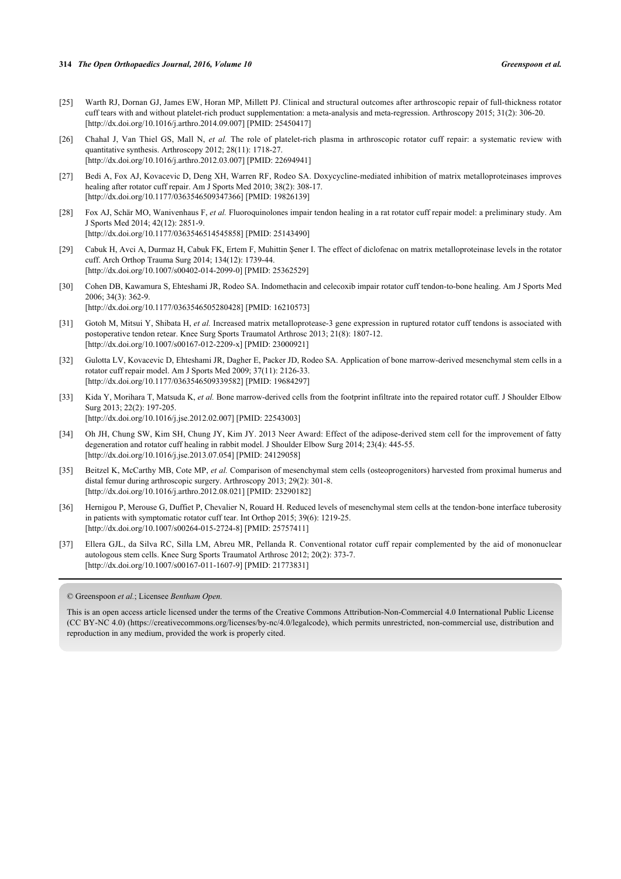[25] Warth RJ, Dornan GJ, James EW, Horan MP, Millett PJ. Clinical and structural outcomes after arthroscopic repair of full-thickness rotator cuff tears with and without platelet-rich product supplementation: a meta-analysis and meta-regression. Arthroscopy 2015; 31(2): 306-20. [http://dx.doi.org/10.1016/j.arthro.2014.09.007] [PMID: 25450417]

[26] Chahal J, Van Thiel GS, Mall N, *et al.* The role of platelet-rich plasma in arthroscopic rotator cuff repair: a systematic review with quantitative synthesis. Arthroscopy 2012; 28(11): 1718-27. [http://dx.doi.org/10.1016/j.arthro.2012.03.007] [PMID: 22694941]

[27] Bedi A, Fox AJ, Kovacevic D, Deng XH, Warren RF, Rodeo SA. Doxycycline-mediated inhibition of matrix metalloproteinases improves healing after rotator cuff repair. Am J Sports Med 2010; 38(2): 308-17. [http://dx.doi.org/10.1177/0363546509347366] [PMID: 19826139]

[28] Fox AJ, Schär MO, Wanivenhaus F, *et al.* Fluoroquinolones impair tendon healing in a rat rotator cuff repair model: a preliminary study. Am J Sports Med 2014; 42(12): 2851-9. [http://dx.doi.org/10.1177/0363546514545858] [PMID: 25143490]

[29] Cabuk H, Avci A, Durmaz H, Cabuk FK, Ertem F, Muhittin Şener I. The effect of diclofenac on matrix metalloproteinase levels in the rotator cuff. Arch Orthop Trauma Surg 2014; 134(12): 1739-44. [http://dx.doi.org/10.1007/s00402-014-2099-0] [PMID: 25362529]

[30] Cohen DB, Kawamura S, Ehteshami JR, Rodeo SA. Indomethacin and celecoxib impair rotator cuff tendon-to-bone healing. Am J Sports Med 2006; 34(3): 362-9. [http://dx.doi.org/10.1177/0363546505280428] [PMID: 16210573]

[31] Gotoh M, Mitsui Y, Shibata H, *et al.* Increased matrix metalloprotease-3 gene expression in ruptured rotator cuff tendons is associated with postoperative tendon retear. Knee Surg Sports Traumatol Arthrosc 2013; 21(8): 1807-12. [http://dx.doi.org/10.1007/s00167-012-2209-x] [PMID: 23000921]

[32] Gulotta LV, Kovacevic D, Ehteshami JR, Dagher E, Packer JD, Rodeo SA. Application of bone marrow-derived mesenchymal stem cells in a rotator cuff repair model. Am J Sports Med 2009; 37(11): 2126-33. [http://dx.doi.org/10.1177/0363546509339582] [PMID: 19684297]

[33] Kida Y, Morihara T, Matsuda K, *et al.* Bone marrow-derived cells from the footprint infiltrate into the repaired rotator cuff. J Shoulder Elbow Surg 2013; 22(2): 197-205. [http://dx.doi.org/10.1016/j.jse.2012.02.007] [PMID: 22543003]

[34] Oh JH, Chung SW, Kim SH, Chung JY, Kim JY. 2013 Neer Award: Effect of the adipose-derived stem cell for the improvement of fatty degeneration and rotator cuff healing in rabbit model. J Shoulder Elbow Surg 2014; 23(4): 445-55. [http://dx.doi.org/10.1016/j.jse.2013.07.054] [PMID: 24129058]

[35] Beitzel K, McCarthy MB, Cote MP, *et al.* Comparison of mesenchymal stem cells (osteoprogenitors) harvested from proximal humerus and distal femur during arthroscopic surgery. Arthroscopy 2013; 29(2): 301-8. [http://dx.doi.org/10.1016/j.arthro.2012.08.021] [PMID: 23290182]

[36] Hernigou P, Merouse G, Duffiet P, Chevalier N, Rouard H. Reduced levels of mesenchymal stem cells at the tendon-bone interface tuberosity in patients with symptomatic rotator cuff tear. Int Orthop 2015; 39(6): 1219-25. [http://dx.doi.org/10.1007/s00264-015-2724-8] [PMID: 25757411]

[37] Ellera GJL, da Silva RC, Silla LM, Abreu MR, Pellanda R. Conventional rotator cuff repair complemented by the aid of mononuclear autologous stem cells. Knee Surg Sports Traumatol Arthrosc 2012; 20(2): 373-7. [http://dx.doi.org/10.1007/s00167-011-1607-9] [PMID: 21773831]

© Greenspoon *et al.*; Licensee *Bentham Open.*

This is an open access article licensed under the terms of the Creative Commons Attribution-Non-Commercial 4.0 International Public License (CC BY-NC 4.0) (https://creativecommons.org/licenses/by-nc/4.0/legalcode), which permits unrestricted, non-commercial use, distribution and reproduction in any medium, provided the work is properly cited.